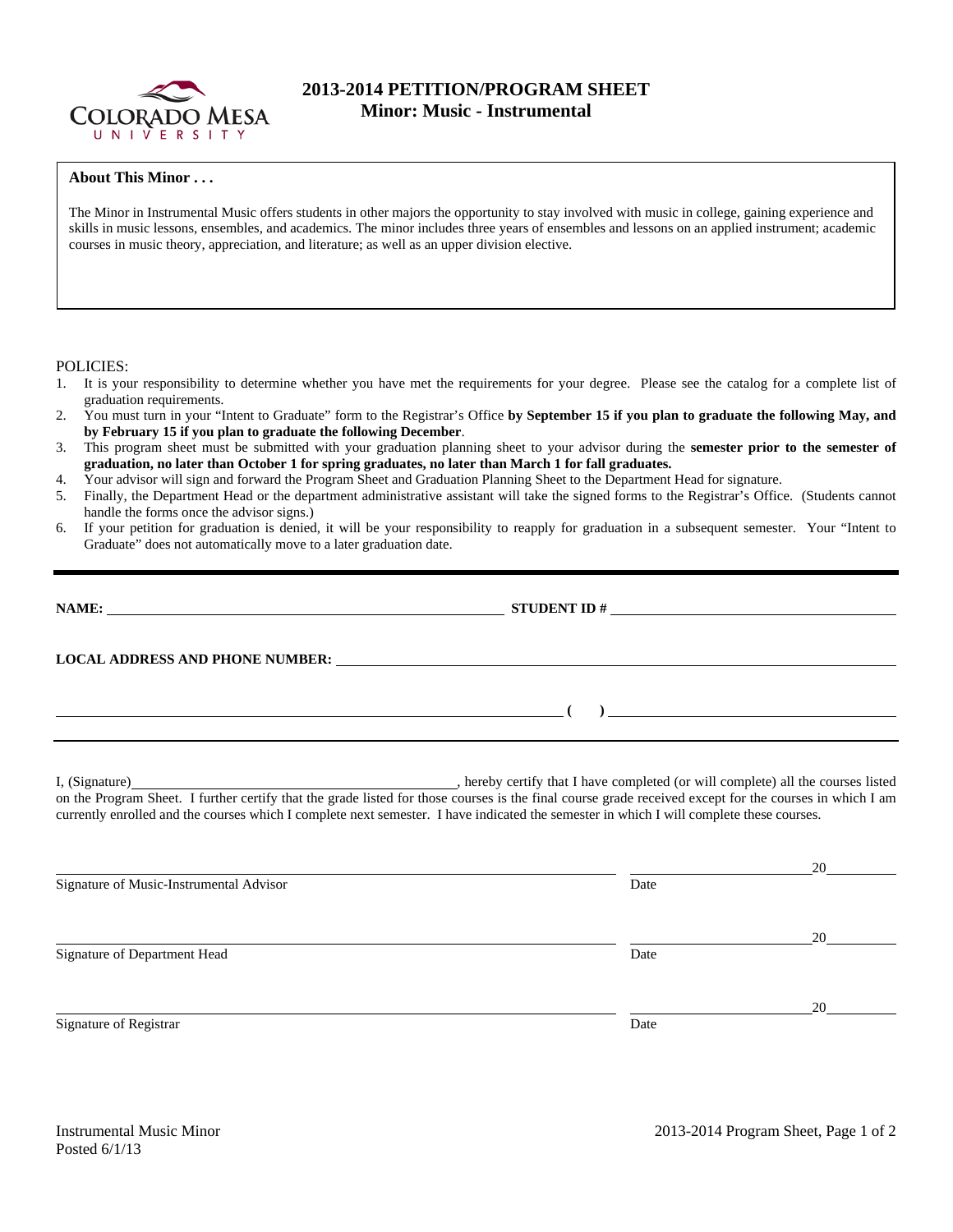# 2013-2014 PETITION/PROGRAM SHEET
## Minor: Music - Instrumental

**About This Minor . . .**

The Minor in Instrumental Music offers students in other majors the opportunity to stay involved with music in college, gaining experience and skills in music lessons, ensembles, and academics. The minor includes three years of ensembles and lessons on an applied instrument; academic courses in music theory, appreciation, and literature; as well as an upper division elective.

POLICIES:

1. It is your responsibility to determine whether you have met the requirements for your degree. Please see the catalog for a complete list of graduation requirements.
2. You must turn in your "Intent to Graduate" form to the Registrar's Office **by September 15 if you plan to graduate the following May, and by February 15 if you plan to graduate the following December**.
3. This program sheet must be submitted with your graduation planning sheet to your advisor during the **semester prior to the semester of graduation, no later than October 1 for spring graduates, no later than March 1 for fall graduates.**
4. Your advisor will sign and forward the Program Sheet and Graduation Planning Sheet to the Department Head for signature.
5. Finally, the Department Head or the department administrative assistant will take the signed forms to the Registrar's Office. (Students cannot handle the forms once the advisor signs.)
6. If your petition for graduation is denied, it will be your responsibility to reapply for graduation in a subsequent semester. Your "Intent to Graduate" does not automatically move to a later graduation date.

---

**NAME:** ______________________________ **STUDENT ID #** ______________________________

**LOCAL ADDRESS AND PHONE NUMBER:** ______________________________

______________________________ **( )** ______________________________

---

I, (Signature) ______________________________, hereby certify that I have completed (or will complete) all the courses listed on the Program Sheet. I further certify that the grade listed for those courses is the final course grade received except for the courses in which I am currently enrolled and the courses which I complete next semester. I have indicated the semester in which I will complete these courses.

______________________________ ______________ 20______
Signature of Music-Instrumental Advisor Date

______________________________ ______________ 20______
Signature of Department Head Date

______________________________ ______________ 20______
Signature of Registrar Date

Instrumental Music Minor
Posted 6/1/13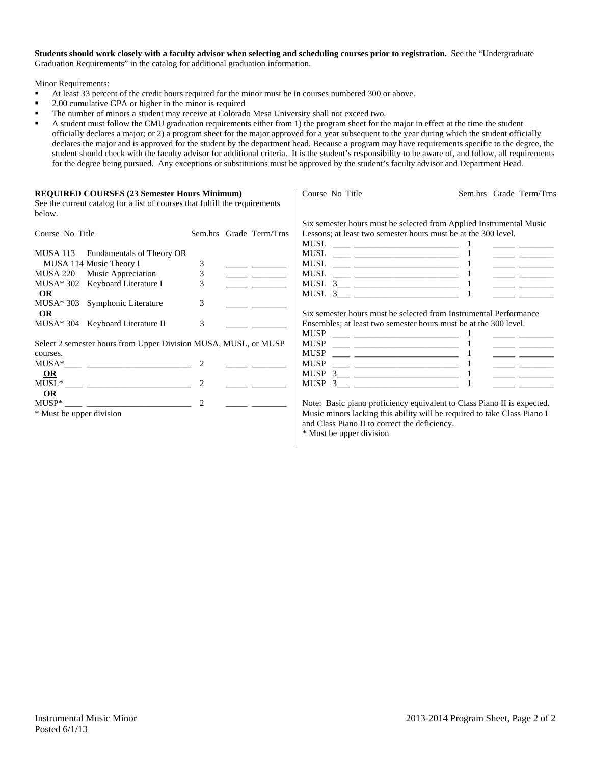**Students should work closely with a faculty advisor when selecting and scheduling courses prior to registration.** See the "Undergraduate Graduation Requirements" in the catalog for additional graduation information.

Minor Requirements:

- At least 33 percent of the credit hours required for the minor must be in courses numbered 300 or above.
- 2.00 cumulative GPA or higher in the minor is required
- The number of minors a student may receive at Colorado Mesa University shall not exceed two.
- A student must follow the CMU graduation requirements either from 1) the program sheet for the major in effect at the time the student officially declares a major; or 2) a program sheet for the major approved for a year subsequent to the year during which the student officially declares the major and is approved for the student by the department head. Because a program may have requirements specific to the degree, the student should check with the faculty advisor for additional criteria. It is the student's responsibility to be aware of, and follow, all requirements for the degree being pursued. Any exceptions or substitutions must be approved by the student's faculty advisor and Department Head.

**REQUIRED COURSES (23 Semester Hours Minimum)**

See the current catalog for a list of courses that fulfill the requirements below.

| Course No Title | Sem.hrs | Grade | Term/Trns |
|---|---|---|---|
| MUSA 113 Fundamentals of Theory OR | | | |
| MUSA 114 Music Theory I | 3 | _____ | ________ |
| MUSA 220 Music Appreciation | 3 | _____ | ________ |
| MUSA* 302 Keyboard Literature I | 3 | _____ | ________ |
| **OR** | | | |
| MUSA* 303 Symphonic Literature | 3 | _____ | ________ |
| **OR** | | | |
| MUSA* 304 Keyboard Literature II | 3 | _____ | ________ |

Select 2 semester hours from Upper Division MUSA, MUSL, or MUSP courses.

| Course No Title | Sem.hrs | Grade | Term/Trns |
|---|---|---|---|
| MUSA*____ ________________________ | 2 | _____ | ________ |
| **OR** | | | |
| MUSL* ____ ________________________ | 2 | _____ | ________ |
| **OR** | | | |
| MUSP* ____ ________________________ | 2 | _____ | ________ |

\* Must be upper division

Six semester hours must be selected from Applied Instrumental Music Lessons; at least two semester hours must be at the 300 level.

| Course No Title | Sem.hrs | Grade | Term/Trns |
|---|---|---|---|
| MUSL ____ ________________________ | 1 | _____ | ________ |
| MUSL ____ ________________________ | 1 | _____ | ________ |
| MUSL ____ ________________________ | 1 | _____ | ________ |
| MUSL ____ ________________________ | 1 | _____ | ________ |
| MUSL 3___ ________________________ | 1 | _____ | ________ |
| MUSL 3___ ________________________ | 1 | _____ | ________ |

Six semester hours must be selected from Instrumental Performance Ensembles; at least two semester hours must be at the 300 level.

| Course No Title | Sem.hrs | Grade | Term/Trns |
|---|---|---|---|
| MUSP ____ ________________________ | 1 | _____ | ________ |
| MUSP ____ ________________________ | 1 | _____ | ________ |
| MUSP ____ ________________________ | 1 | _____ | ________ |
| MUSP ____ ________________________ | 1 | _____ | ________ |
| MUSP 3___ ________________________ | 1 | _____ | ________ |
| MUSP 3___ ________________________ | 1 | _____ | ________ |

Note: Basic piano proficiency equivalent to Class Piano II is expected. Music minors lacking this ability will be required to take Class Piano I and Class Piano II to correct the deficiency.

\* Must be upper division

Instrumental Music Minor
Posted 6/1/13